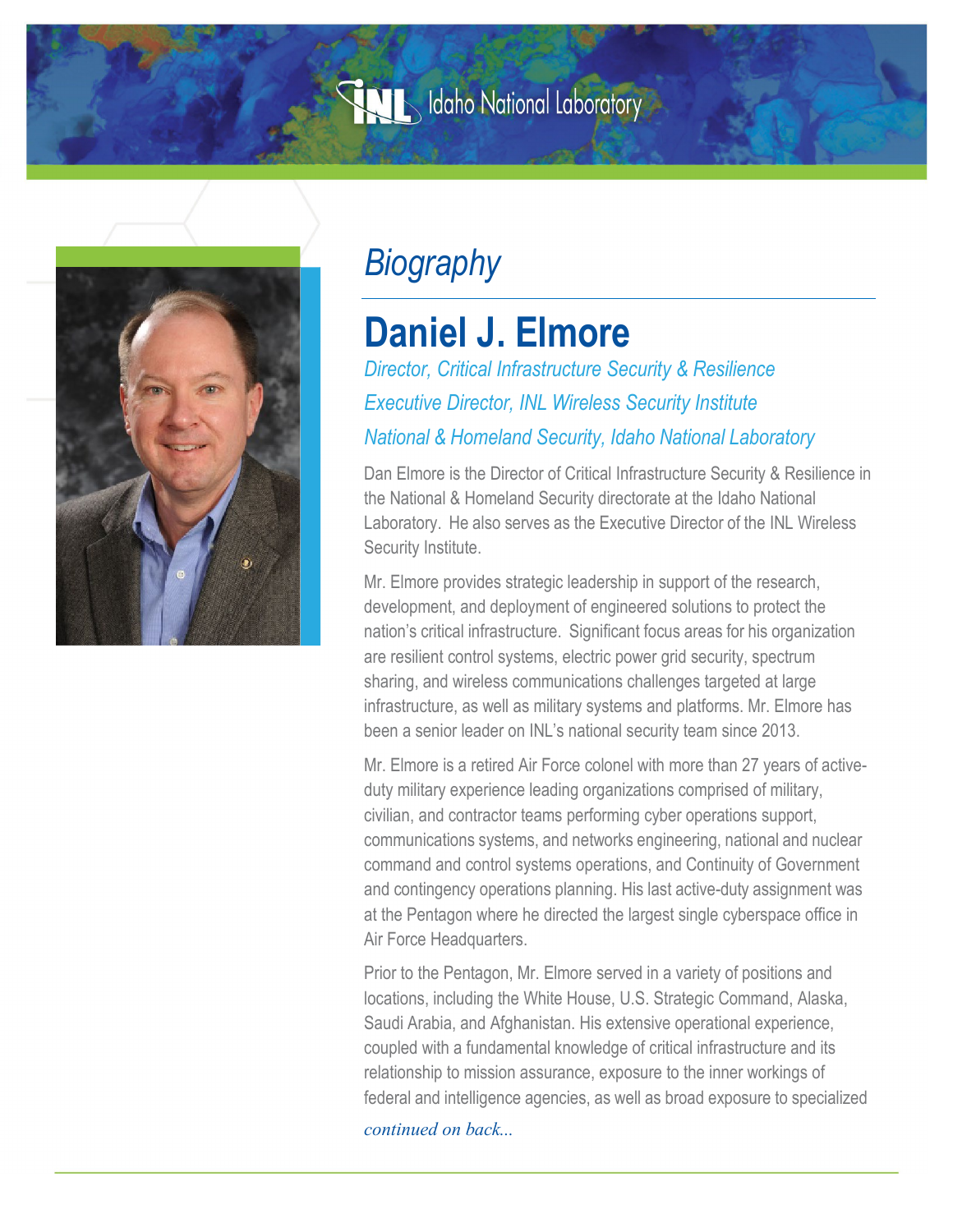# Biography

## Daniel J. Elmore

*Director, Critical Infrastructure Security & Resilience*

*Executive Director, INL Wireless Security Institute*

*National & Homeland Security, Idaho National Laboratory*

Dan Elmore is the Director of Critical Infrastructure Security & Resilience in the National & Homeland Security directorate at the Idaho National Laboratory. He also serves as the Executive Director of the INL Wireless Security Institute.

Mr. Elmore provides strategic leadership in support of the research, development, and deployment of engineered solutions to protect the nation's critical infrastructure. Significant focus areas for his organization are resilient control systems, electric power grid security, spectrum sharing, and wireless communications challenges targeted at large infrastructure, as well as military systems and platforms. Mr. Elmore has been a senior leader on INL's national security team since 2013.

Mr. Elmore is a retired Air Force colonel with more than 27 years of active-duty military experience leading organizations comprised of military, civilian, and contractor teams performing cyber operations support, communications systems, and networks engineering, national and nuclear command and control systems operations, and Continuity of Government and contingency operations planning. His last active-duty assignment was at the Pentagon where he directed the largest single cyberspace office in Air Force Headquarters.

Prior to the Pentagon, Mr. Elmore served in a variety of positions and locations, including the White House, U.S. Strategic Command, Alaska, Saudi Arabia, and Afghanistan. His extensive operational experience, coupled with a fundamental knowledge of critical infrastructure and its relationship to mission assurance, exposure to the inner workings of federal and intelligence agencies, as well as broad exposure to specialized

*continued on back...*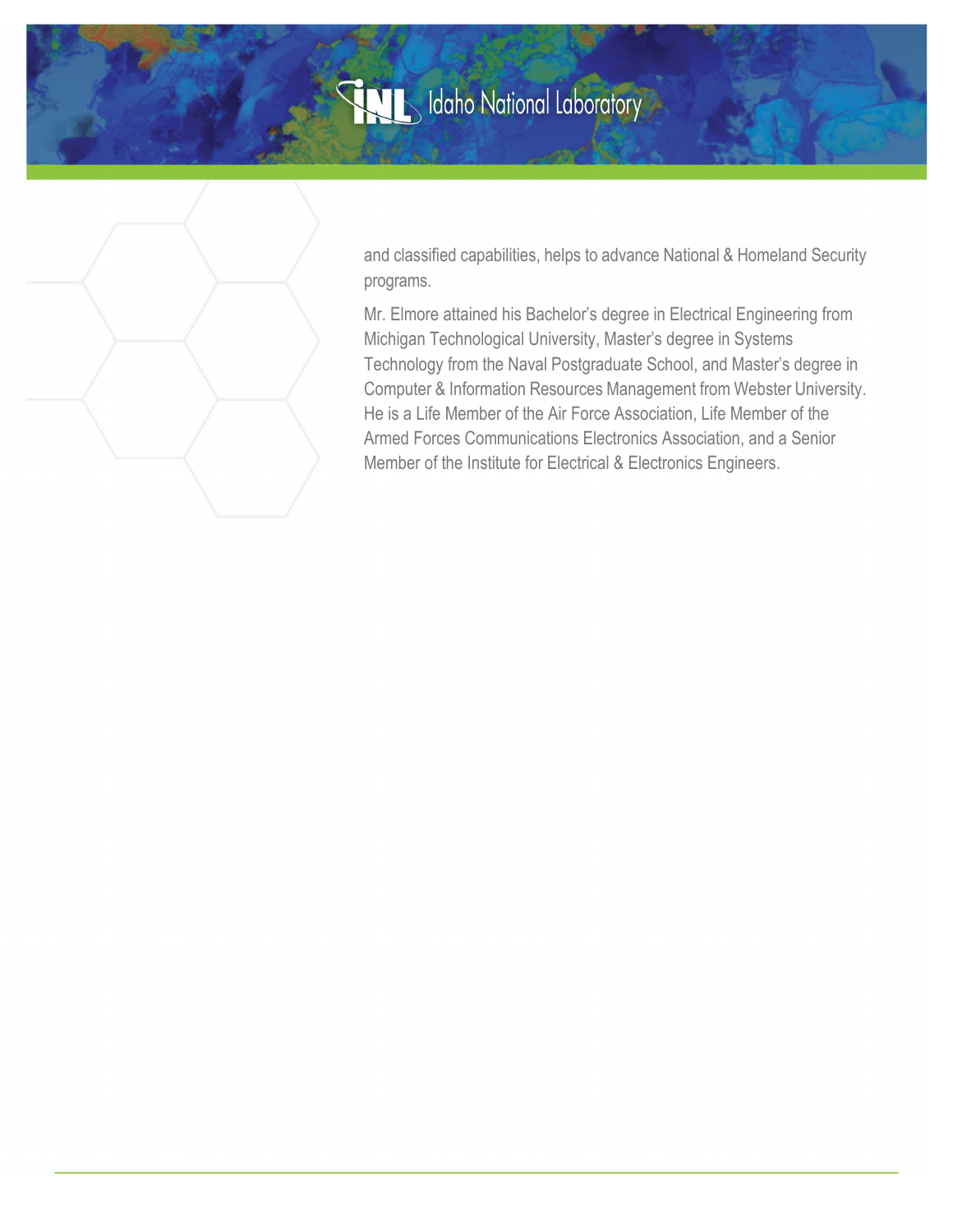and classified capabilities, helps to advance National & Homeland Security programs.

Mr. Elmore attained his Bachelor's degree in Electrical Engineering from Michigan Technological University, Master's degree in Systems Technology from the Naval Postgraduate School, and Master's degree in Computer & Information Resources Management from Webster University. He is a Life Member of the Air Force Association, Life Member of the Armed Forces Communications Electronics Association, and a Senior Member of the Institute for Electrical & Electronics Engineers.